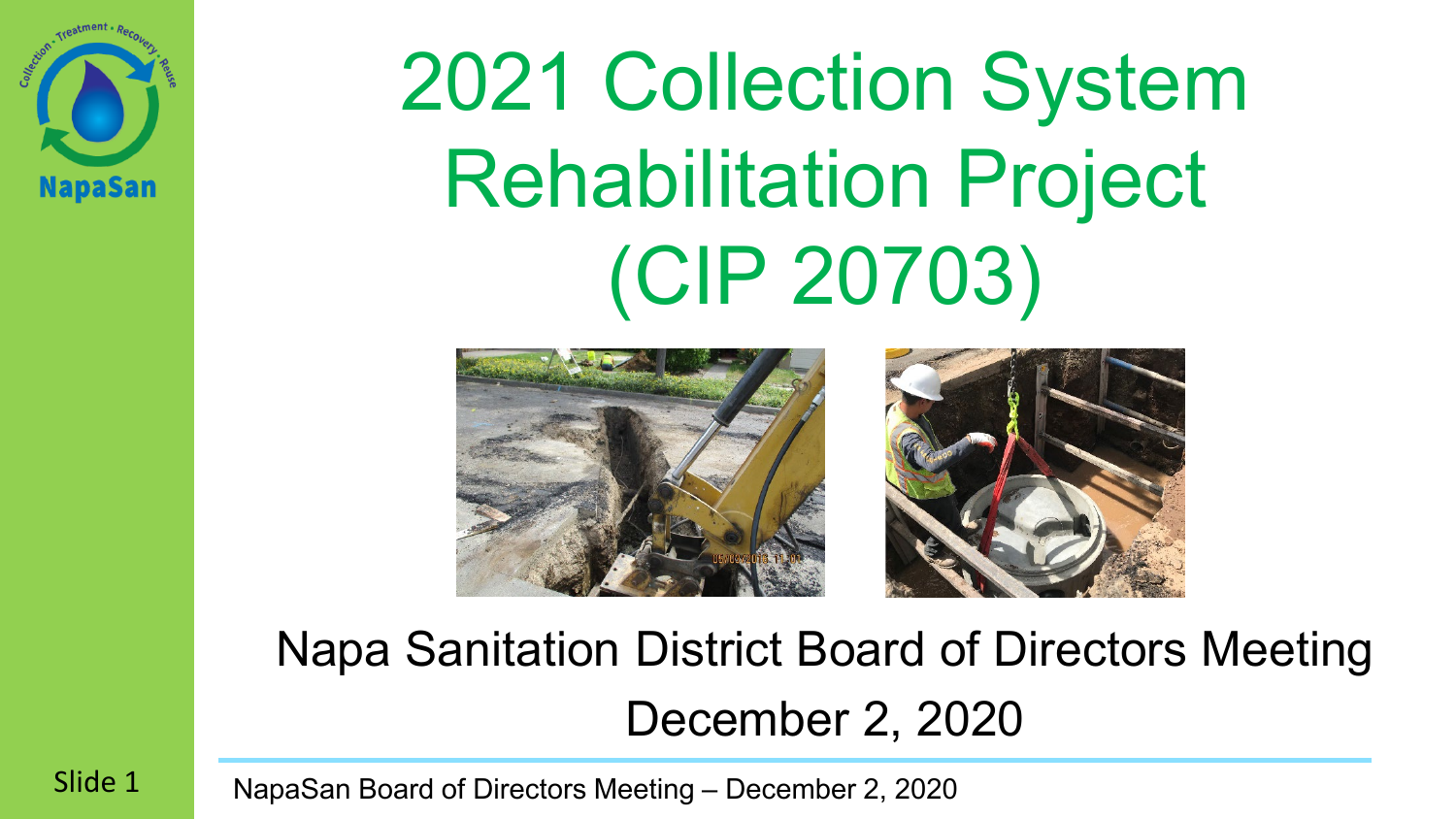# 2021 Collection System Rehabilitation Project (CIP 20703)

Napa Sanitation District Board of Directors Meeting

December 2, 2020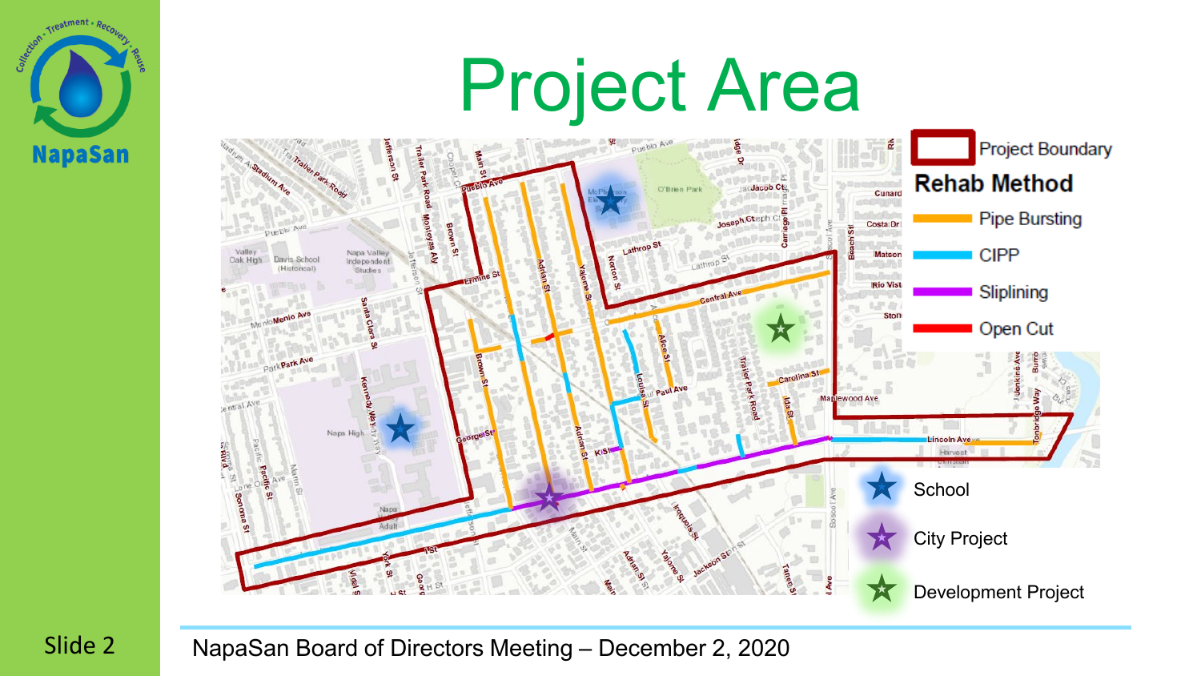# Project Area

Project Boundary

**Rehab Method**

- Pipe Bursting
- CIPP
- Sliplining
- Open Cut

- School
- City Project
- Development Project

NapaSan Board of Directors Meeting – December 2, 2020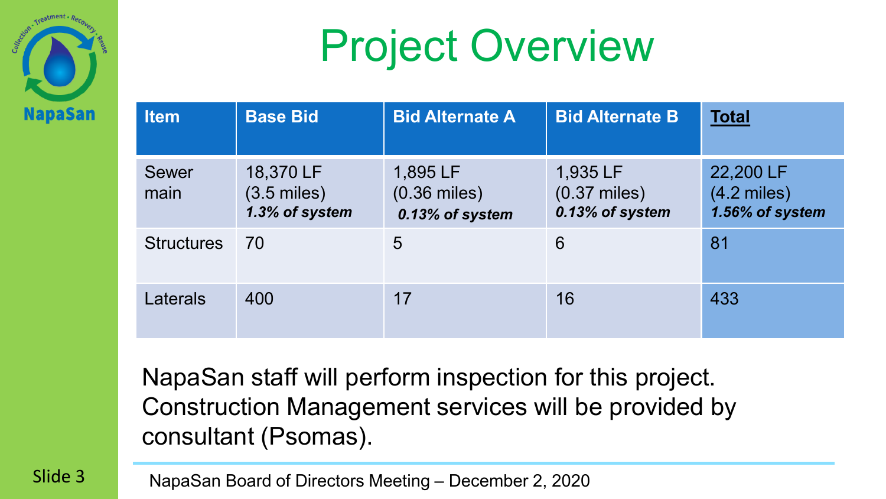# Project Overview

| Item | Base Bid | Bid Alternate A | Bid Alternate B | **Total** |
| --- | --- | --- | --- | --- |
| Sewer main | 18,370 LF (3.5 miles) ***1.3% of system*** | 1,895 LF (0.36 miles) ***0.13% of system*** | 1,935 LF (0.37 miles) ***0.13% of system*** | 22,200 LF (4.2 miles) ***1.56% of system*** |
| Structures | 70 | 5 | 6 | 81 |
| Laterals | 400 | 17 | 16 | 433 |

NapaSan staff will perform inspection for this project. Construction Management services will be provided by consultant (Psomas).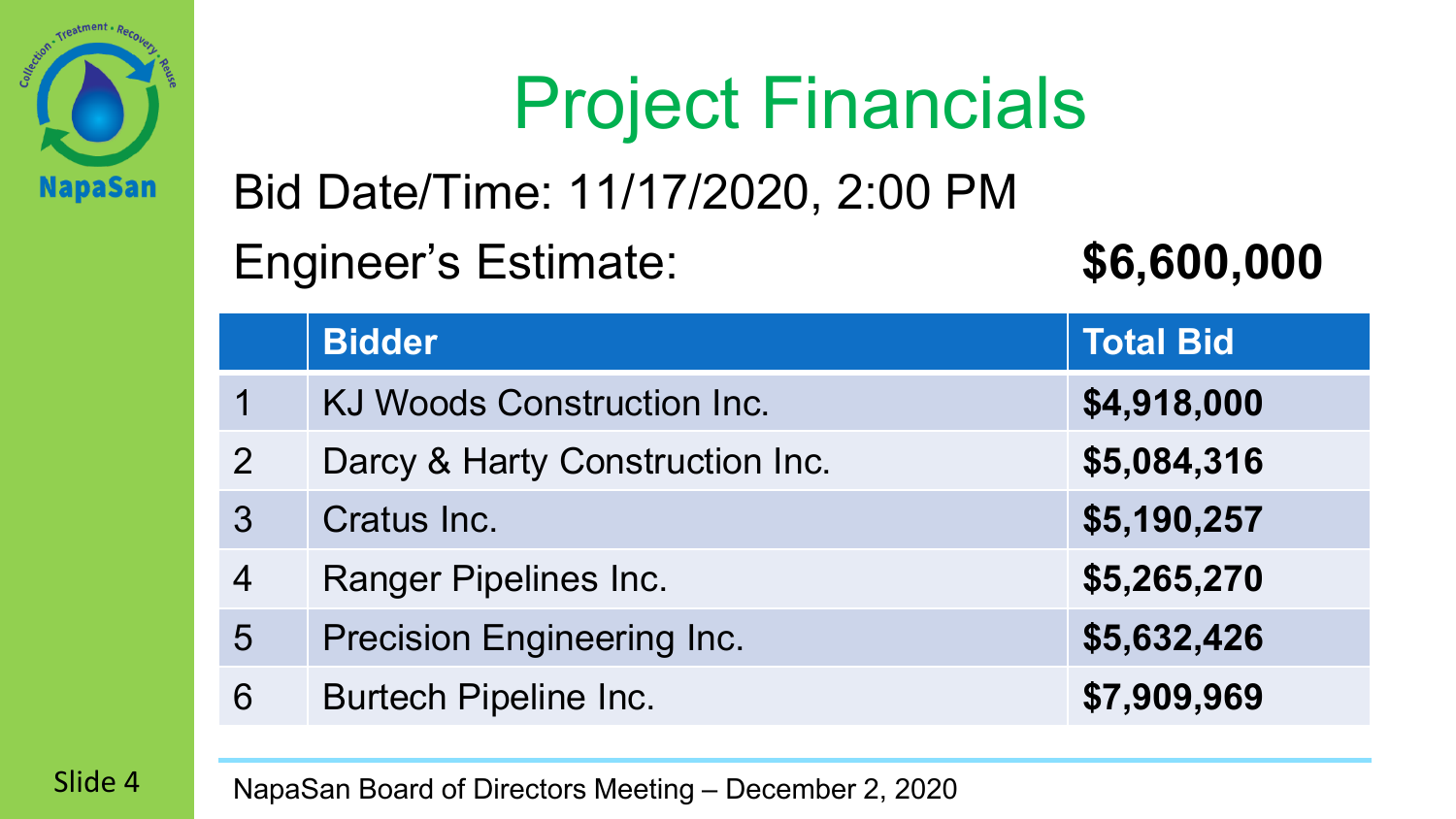# Project Financials

Bid Date/Time: 11/17/2020, 2:00 PM

Engineer's Estimate: **$6,600,000**

| | Bidder | Total Bid |
|---|---|---|
| 1 | KJ Woods Construction Inc. | **$4,918,000** |
| 2 | Darcy & Harty Construction Inc. | **$5,084,316** |
| 3 | Cratus Inc. | **$5,190,257** |
| 4 | Ranger Pipelines Inc. | **$5,265,270** |
| 5 | Precision Engineering Inc. | **$5,632,426** |
| 6 | Burtech Pipeline Inc. | **$7,909,969** |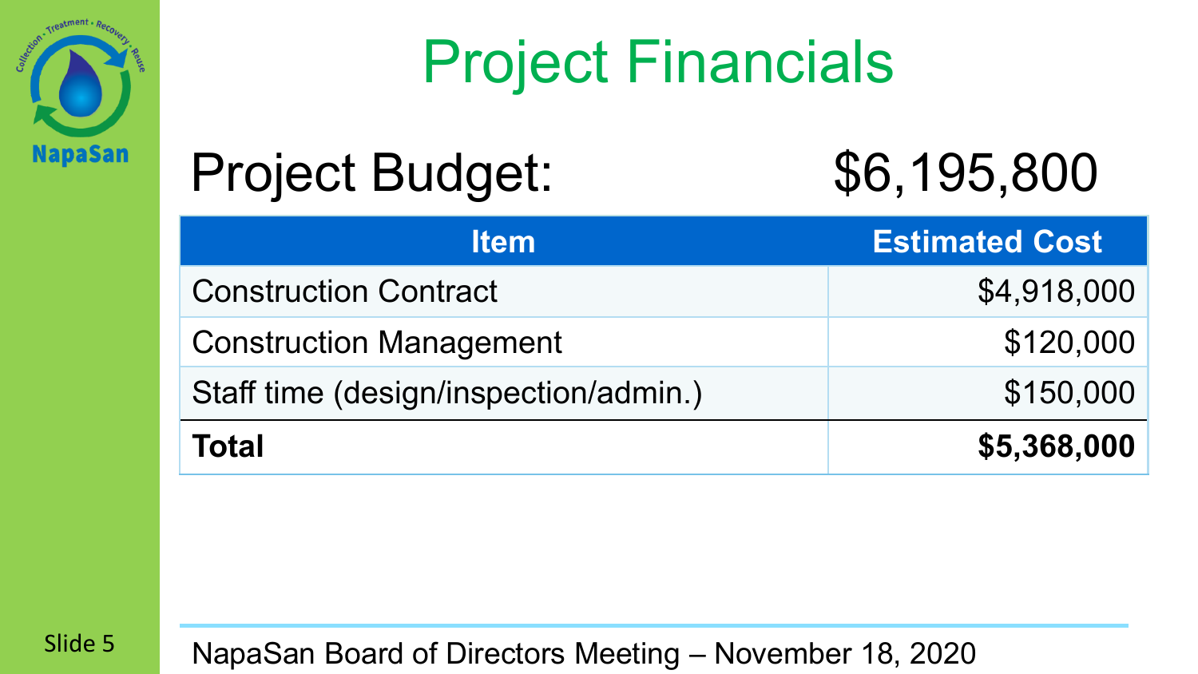# Project Financials

## Project Budget: $6,195,800

| Item | Estimated Cost |
| --- | ---: |
| Construction Contract | $4,918,000 |
| Construction Management | $120,000 |
| Staff time (design/inspection/admin.) | $150,000 |
| **Total** | **$5,368,000** |

NapaSan Board of Directors Meeting – November 18, 2020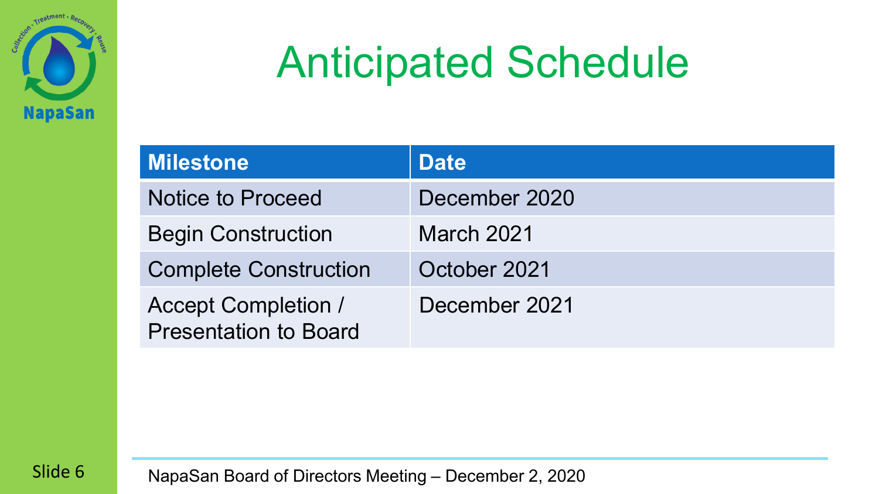# Anticipated Schedule

| Milestone | Date |
|---|---|
| Notice to Proceed | December 2020 |
| Begin Construction | March 2021 |
| Complete Construction | October 2021 |
| Accept Completion / Presentation to Board | December 2021 |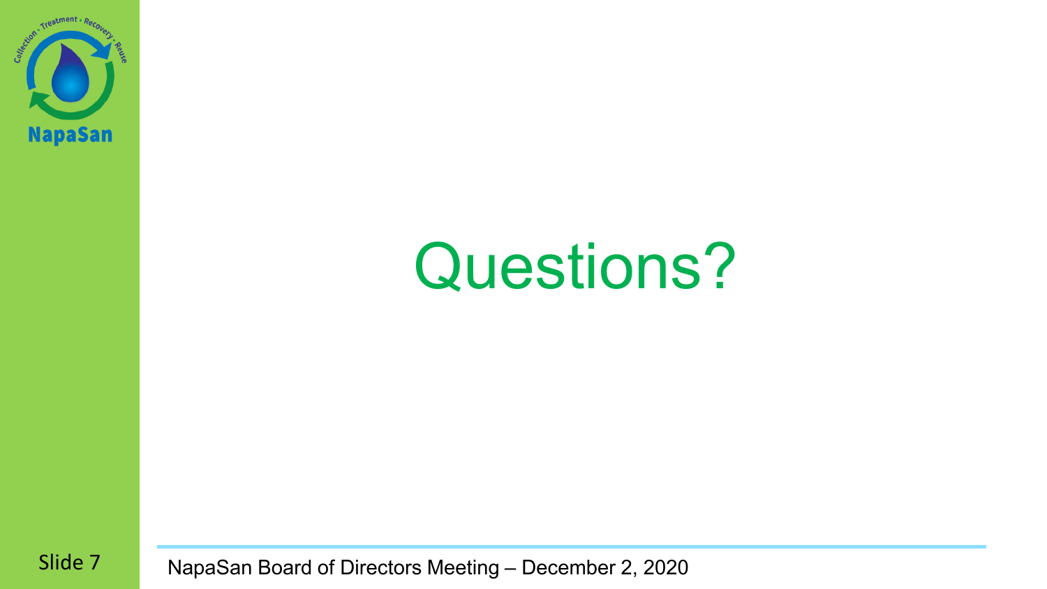# Questions?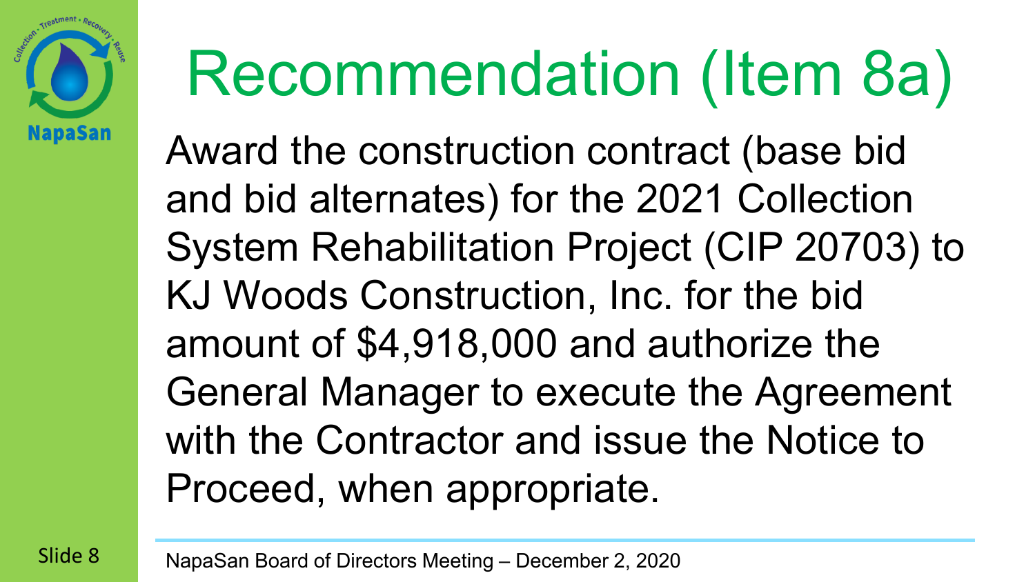# Recommendation (Item 8a)

Award the construction contract (base bid and bid alternates) for the 2021 Collection System Rehabilitation Project (CIP 20703) to KJ Woods Construction, Inc. for the bid amount of $4,918,000 and authorize the General Manager to execute the Agreement with the Contractor and issue the Notice to Proceed, when appropriate.